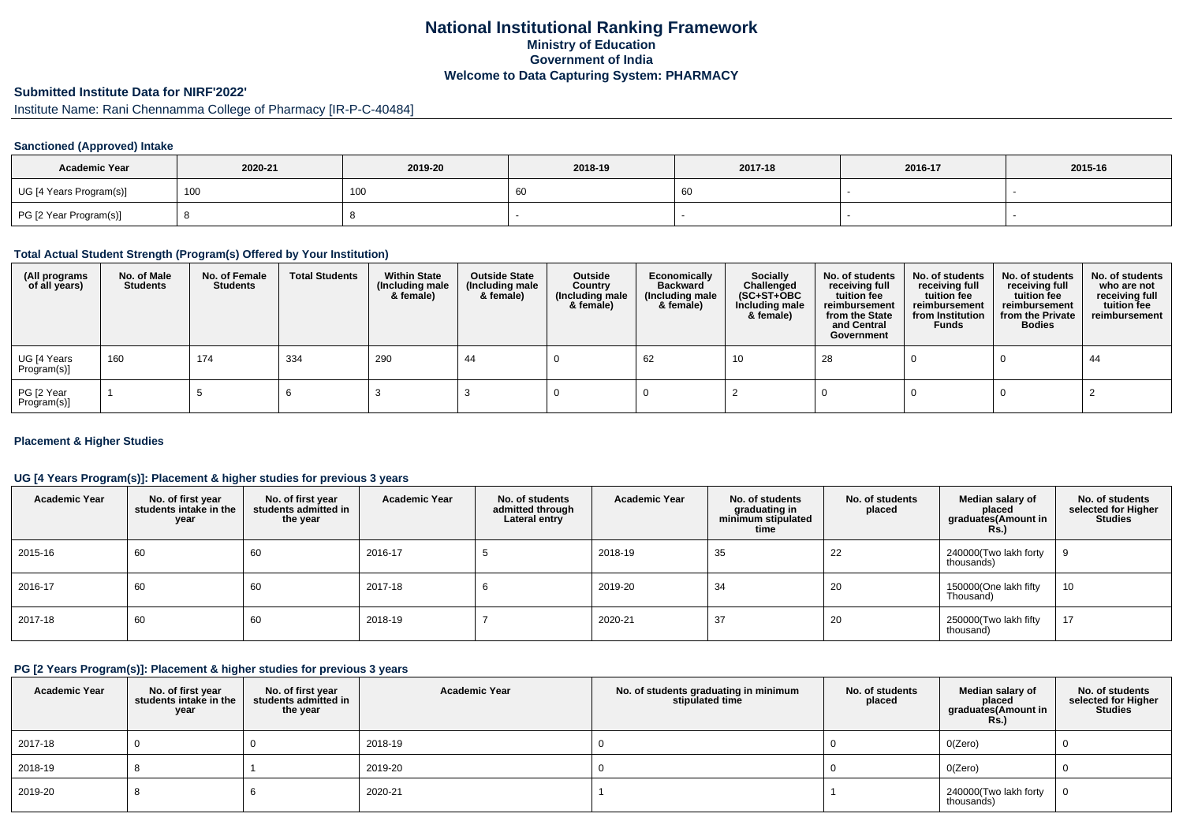# National Institutional Ranking Framework
## Ministry of Education
## Government of India
## Welcome to Data Capturing System: PHARMACY

**Submitted Institute Data for NIRF'2022'**

Institute Name: Rani Chennamma College of Pharmacy [IR-P-C-40484]

### Sanctioned (Approved) Intake

| Academic Year | 2020-21 | 2019-20 | 2018-19 | 2017-18 | 2016-17 | 2015-16 |
|---|---|---|---|---|---|---|
| UG [4 Years Program(s)] | 100 | 100 | 60 | 60 | - | - |
| PG [2 Year Program(s)] | 8 | 8 | - | - | - | - |

### Total Actual Student Strength (Program(s) Offered by Your Institution)

| (All programs of all years) | No. of Male Students | No. of Female Students | Total Students | Within State (Including male & female) | Outside State (Including male & female) | Outside Country (Including male & female) | Economically Backward (Including male & female) | Socially Challenged (SC+ST+OBC Including male & female) | No. of students receiving full tuition fee reimbursement from the State and Central Government | No. of students receiving full tuition fee reimbursement from Institution Funds | No. of students receiving full tuition fee reimbursement from the Private Bodies | No. of students who are not receiving full tuition fee reimbursement |
|---|---|---|---|---|---|---|---|---|---|---|---|---|
| UG [4 Years Program(s)] | 160 | 174 | 334 | 290 | 44 | 0 | 62 | 10 | 28 | 0 | 0 | 44 |
| PG [2 Year Program(s)] | 1 | 5 | 6 | 3 | 3 | 0 | 0 | 2 | 0 | 0 | 0 | 2 |

### Placement & Higher Studies

#### UG [4 Years Program(s)]: Placement & higher studies for previous 3 years

| Academic Year | No. of first year students intake in the year | No. of first year students admitted in the year | Academic Year | No. of students admitted through Lateral entry | Academic Year | No. of students graduating in minimum stipulated time | No. of students placed | Median salary of placed graduates(Amount in Rs.) | No. of students selected for Higher Studies |
|---|---|---|---|---|---|---|---|---|---|
| 2015-16 | 60 | 60 | 2016-17 | 5 | 2018-19 | 35 | 22 | 240000(Two lakh forty thousands) | 9 |
| 2016-17 | 60 | 60 | 2017-18 | 6 | 2019-20 | 34 | 20 | 150000(One lakh fifty Thousand) | 10 |
| 2017-18 | 60 | 60 | 2018-19 | 7 | 2020-21 | 37 | 20 | 250000(Two lakh fifty thousand) | 17 |

#### PG [2 Years Program(s)]: Placement & higher studies for previous 3 years

| Academic Year | No. of first year students intake in the year | No. of first year students admitted in the year | Academic Year | No. of students graduating in minimum stipulated time | No. of students placed | Median salary of placed graduates(Amount in Rs.) | No. of students selected for Higher Studies |
|---|---|---|---|---|---|---|---|
| 2017-18 | 0 | 0 | 2018-19 | 0 | 0 | 0(Zero) | 0 |
| 2018-19 | 8 | 1 | 2019-20 | 0 | 0 | 0(Zero) | 0 |
| 2019-20 | 8 | 6 | 2020-21 | 1 | 1 | 240000(Two lakh forty thousands) | 0 |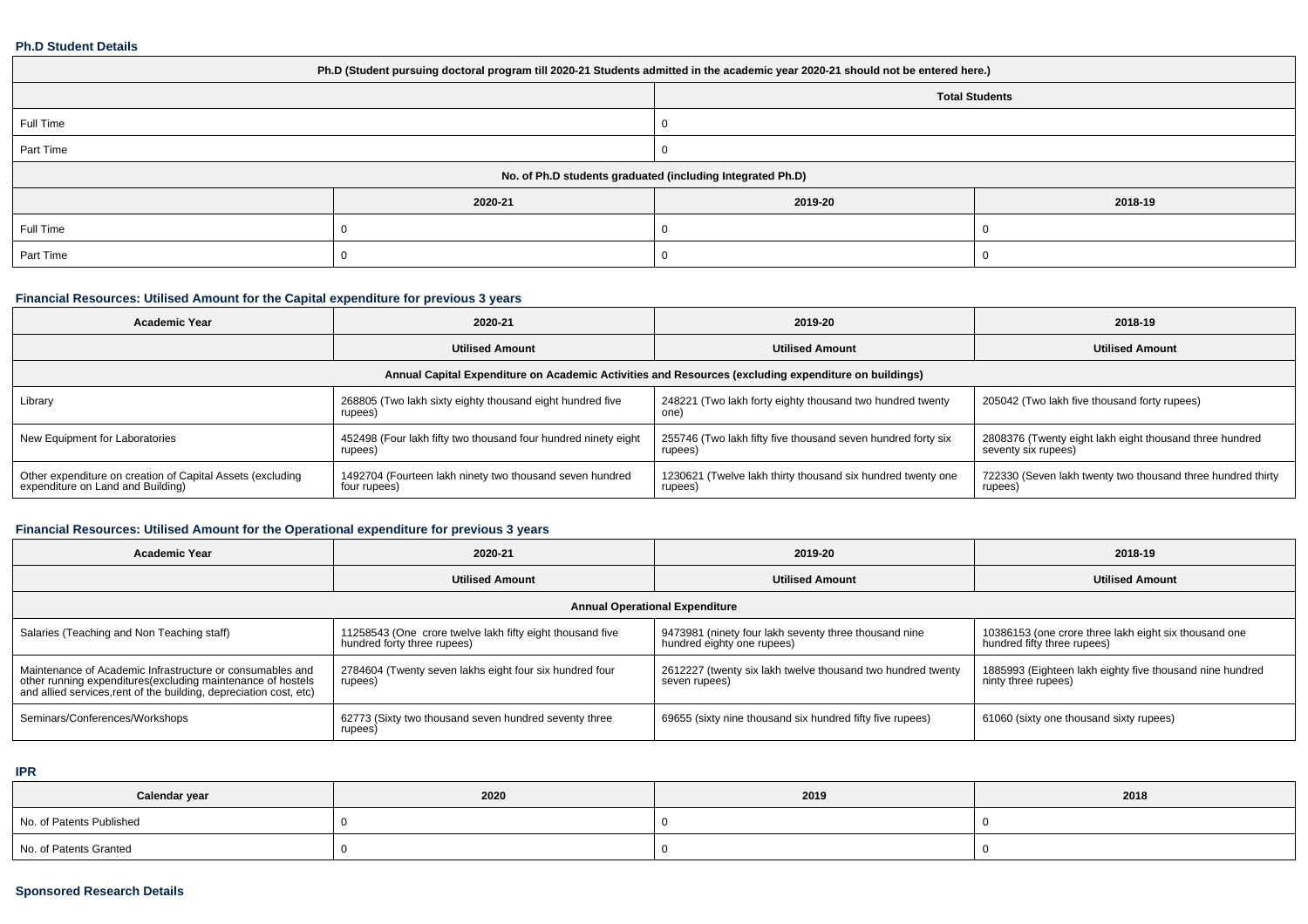**Ph.D Student Details**

| Ph.D (Student pursuing doctoral program till 2020-21 Students admitted in the academic year 2020-21 should not be entered here.) | | | |
|---|---|---|---|
| | | Total Students | |
| Full Time | | 0 | |
| Part Time | | 0 | |
| No. of Ph.D students graduated (including Integrated Ph.D) | | | |
| | 2020-21 | 2019-20 | 2018-19 |
| Full Time | 0 | 0 | 0 |
| Part Time | 0 | 0 | 0 |

**Financial Resources: Utilised Amount for the Capital expenditure for previous 3 years**

| Academic Year | 2020-21 | 2019-20 | 2018-19 |
|---|---|---|---|
| | Utilised Amount | Utilised Amount | Utilised Amount |
| Annual Capital Expenditure on Academic Activities and Resources (excluding expenditure on buildings) | | | |
| Library | 268805 (Two lakh sixty eighty thousand eight hundred five rupees) | 248221 (Two lakh forty eighty thousand two hundred twenty one) | 205042 (Two lakh five thousand forty rupees) |
| New Equipment for Laboratories | 452498 (Four lakh fifty two thousand four hundred ninety eight rupees) | 255746 (Two lakh fifty five thousand seven hundred forty six rupees) | 2808376 (Twenty eight lakh eight thousand three hundred seventy six rupees) |
| Other expenditure on creation of Capital Assets (excluding expenditure on Land and Building) | 1492704 (Fourteen lakh ninety two thousand seven hundred four rupees) | 1230621 (Twelve lakh thirty thousand six hundred twenty one rupees) | 722330 (Seven lakh twenty two thousand three hundred thirty rupees) |

**Financial Resources: Utilised Amount for the Operational expenditure for previous 3 years**

| Academic Year | 2020-21 | 2019-20 | 2018-19 |
|---|---|---|---|
| | Utilised Amount | Utilised Amount | Utilised Amount |
| Annual Operational Expenditure | | | |
| Salaries (Teaching and Non Teaching staff) | 11258543 (One crore twelve lakh fifty eight thousand five hundred forty three rupees) | 9473981 (ninety four lakh seventy three thousand nine hundred eighty one rupees) | 10386153 (one crore three lakh eight six thousand one hundred fifty three rupees) |
| Maintenance of Academic Infrastructure or consumables and other running expenditures(excluding maintenance of hostels and allied services,rent of the building, depreciation cost, etc) | 2784604 (Twenty seven lakhs eight four six hundred four rupees) | 2612227 (twenty six lakh twelve thousand two hundred twenty seven rupees) | 1885993 (Eighteen lakh eighty five thousand nine hundred ninty three rupees) |
| Seminars/Conferences/Workshops | 62773 (Sixty two thousand seven hundred seventy three rupees) | 69655 (sixty nine thousand six hundred fifty five rupees) | 61060 (sixty one thousand sixty rupees) |

**IPR**

| Calendar year | 2020 | 2019 | 2018 |
|---|---|---|---|
| No. of Patents Published | 0 | 0 | 0 |
| No. of Patents Granted | 0 | 0 | 0 |

**Sponsored Research Details**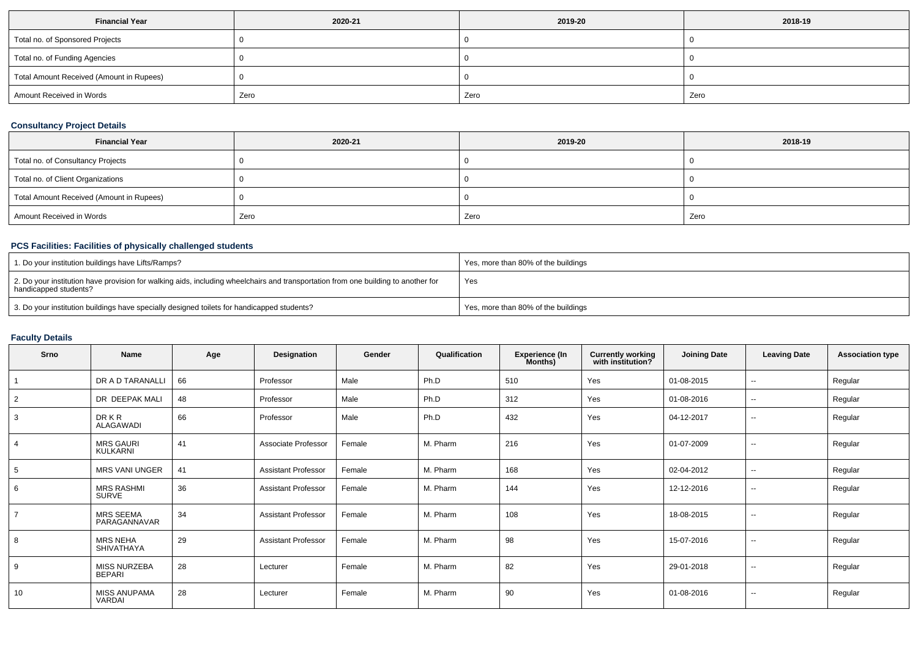| Financial Year | 2020-21 | 2019-20 | 2018-19 |
|---|---|---|---|
| Total no. of Sponsored Projects | 0 | 0 | 0 |
| Total no. of Funding Agencies | 0 | 0 | 0 |
| Total Amount Received (Amount in Rupees) | 0 | 0 | 0 |
| Amount Received in Words | Zero | Zero | Zero |

### Consultancy Project Details

| Financial Year | 2020-21 | 2019-20 | 2018-19 |
|---|---|---|---|
| Total no. of Consultancy Projects | 0 | 0 | 0 |
| Total no. of Client Organizations | 0 | 0 | 0 |
| Total Amount Received (Amount in Rupees) | 0 | 0 | 0 |
| Amount Received in Words | Zero | Zero | Zero |

### PCS Facilities: Facilities of physically challenged students

| | |
|---|---|
| 1. Do your institution buildings have Lifts/Ramps? | Yes, more than 80% of the buildings |
| 2. Do your institution have provision for walking aids, including wheelchairs and transportation from one building to another for handicapped students? | Yes |
| 3. Do your institution buildings have specially designed toilets for handicapped students? | Yes, more than 80% of the buildings |

### Faculty Details

| Srno | Name | Age | Designation | Gender | Qualification | Experience (In Months) | Currently working with institution? | Joining Date | Leaving Date | Association type |
|---|---|---|---|---|---|---|---|---|---|---|
| 1 | DR A D TARANALLI | 66 | Professor | Male | Ph.D | 510 | Yes | 01-08-2015 | -- | Regular |
| 2 | DR DEEPAK MALI | 48 | Professor | Male | Ph.D | 312 | Yes | 01-08-2016 | -- | Regular |
| 3 | DR K R ALAGAWADI | 66 | Professor | Male | Ph.D | 432 | Yes | 04-12-2017 | -- | Regular |
| 4 | MRS GAURI KULKARNI | 41 | Associate Professor | Female | M. Pharm | 216 | Yes | 01-07-2009 | -- | Regular |
| 5 | MRS VANI UNGER | 41 | Assistant Professor | Female | M. Pharm | 168 | Yes | 02-04-2012 | -- | Regular |
| 6 | MRS RASHMI SURVE | 36 | Assistant Professor | Female | M. Pharm | 144 | Yes | 12-12-2016 | -- | Regular |
| 7 | MRS SEEMA PARAGANNAVAR | 34 | Assistant Professor | Female | M. Pharm | 108 | Yes | 18-08-2015 | -- | Regular |
| 8 | MRS NEHA SHIVATHAYA | 29 | Assistant Professor | Female | M. Pharm | 98 | Yes | 15-07-2016 | -- | Regular |
| 9 | MISS NURZEBA BEPARI | 28 | Lecturer | Female | M. Pharm | 82 | Yes | 29-01-2018 | -- | Regular |
| 10 | MISS ANUPAMA VARDAI | 28 | Lecturer | Female | M. Pharm | 90 | Yes | 01-08-2016 | -- | Regular |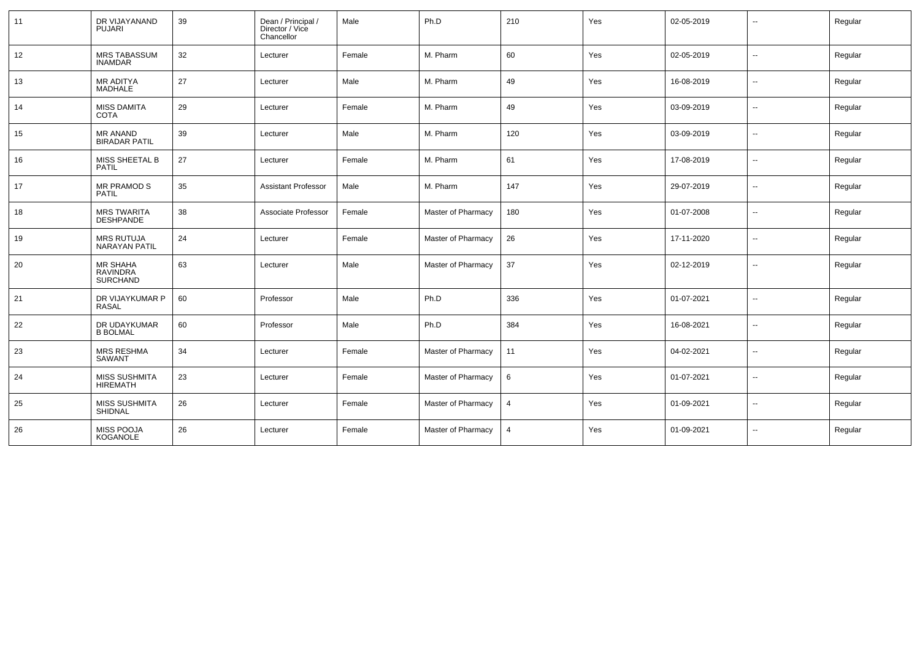| | | | | | | | | | | |
|---|---|---|---|---|---|---|---|---|---|---|
| 11 | DR VIJAYANAND PUJARI | 39 | Dean / Principal / Director / Vice Chancellor | Male | Ph.D | 210 | Yes | 02-05-2019 | -- | Regular |
| 12 | MRS TABASSUM INAMDAR | 32 | Lecturer | Female | M. Pharm | 60 | Yes | 02-05-2019 | -- | Regular |
| 13 | MR ADITYA MADHALE | 27 | Lecturer | Male | M. Pharm | 49 | Yes | 16-08-2019 | -- | Regular |
| 14 | MISS DAMITA COTA | 29 | Lecturer | Female | M. Pharm | 49 | Yes | 03-09-2019 | -- | Regular |
| 15 | MR ANAND BIRADAR PATIL | 39 | Lecturer | Male | M. Pharm | 120 | Yes | 03-09-2019 | -- | Regular |
| 16 | MISS SHEETAL B PATIL | 27 | Lecturer | Female | M. Pharm | 61 | Yes | 17-08-2019 | -- | Regular |
| 17 | MR PRAMOD S PATIL | 35 | Assistant Professor | Male | M. Pharm | 147 | Yes | 29-07-2019 | -- | Regular |
| 18 | MRS TWARITA DESHPANDE | 38 | Associate Professor | Female | Master of Pharmacy | 180 | Yes | 01-07-2008 | -- | Regular |
| 19 | MRS RUTUJA NARAYAN PATIL | 24 | Lecturer | Female | Master of Pharmacy | 26 | Yes | 17-11-2020 | -- | Regular |
| 20 | MR SHAHA RAVINDRA SURCHAND | 63 | Lecturer | Male | Master of Pharmacy | 37 | Yes | 02-12-2019 | -- | Regular |
| 21 | DR VIJAYKUMAR P RASAL | 60 | Professor | Male | Ph.D | 336 | Yes | 01-07-2021 | -- | Regular |
| 22 | DR UDAYKUMAR B BOLMAL | 60 | Professor | Male | Ph.D | 384 | Yes | 16-08-2021 | -- | Regular |
| 23 | MRS RESHMA SAWANT | 34 | Lecturer | Female | Master of Pharmacy | 11 | Yes | 04-02-2021 | -- | Regular |
| 24 | MISS SUSHMITA HIREMATH | 23 | Lecturer | Female | Master of Pharmacy | 6 | Yes | 01-07-2021 | -- | Regular |
| 25 | MISS SUSHMITA SHIDNAL | 26 | Lecturer | Female | Master of Pharmacy | 4 | Yes | 01-09-2021 | -- | Regular |
| 26 | MISS POOJA KOGANOLE | 26 | Lecturer | Female | Master of Pharmacy | 4 | Yes | 01-09-2021 | -- | Regular |